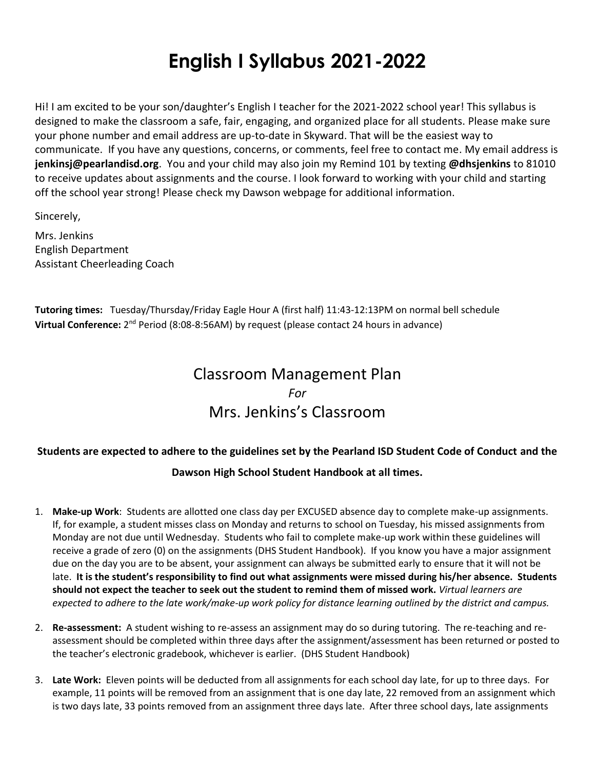# English I Syllabus 2021-2022

Hi! I am excited to be your son/daughter's English I teacher for the 2021-2022 school year! This syllabus is designed to make the classroom a safe, fair, engaging, and organized place for all students. Please make sure your phone number and email address are up-to-date in Skyward. That will be the easiest way to communicate. If you have any questions, concerns, or comments, feel free to contact me. My email address is **jenkinsj@pearlandisd.org**. You and your child may also join my Remind 101 by texting **@dhsjenkins** to 81010 to receive updates about assignments and the course. I look forward to working with your child and starting off the school year strong! Please check my Dawson webpage for additional information.

Sincerely,

Mrs. Jenkins
English Department
Assistant Cheerleading Coach

**Tutoring times:** Tuesday/Thursday/Friday Eagle Hour A (first half) 11:43-12:13PM on normal bell schedule
**Virtual Conference:** 2nd Period (8:08-8:56AM) by request (please contact 24 hours in advance)

## Classroom Management Plan
*For*
## Mrs. Jenkins's Classroom

**Students are expected to adhere to the guidelines set by the Pearland ISD Student Code of Conduct and the Dawson High School Student Handbook at all times.**

1. **Make-up Work**: Students are allotted one class day per EXCUSED absence day to complete make-up assignments. If, for example, a student misses class on Monday and returns to school on Tuesday, his missed assignments from Monday are not due until Wednesday. Students who fail to complete make-up work within these guidelines will receive a grade of zero (0) on the assignments (DHS Student Handbook). If you know you have a major assignment due on the day you are to be absent, your assignment can always be submitted early to ensure that it will not be late. **It is the student's responsibility to find out what assignments were missed during his/her absence. Students should not expect the teacher to seek out the student to remind them of missed work.** *Virtual learners are expected to adhere to the late work/make-up work policy for distance learning outlined by the district and campus.*

2. **Re-assessment:** A student wishing to re-assess an assignment may do so during tutoring. The re-teaching and re-assessment should be completed within three days after the assignment/assessment has been returned or posted to the teacher's electronic gradebook, whichever is earlier. (DHS Student Handbook)

3. **Late Work:** Eleven points will be deducted from all assignments for each school day late, for up to three days. For example, 11 points will be removed from an assignment that is one day late, 22 removed from an assignment which is two days late, 33 points removed from an assignment three days late. After three school days, late assignments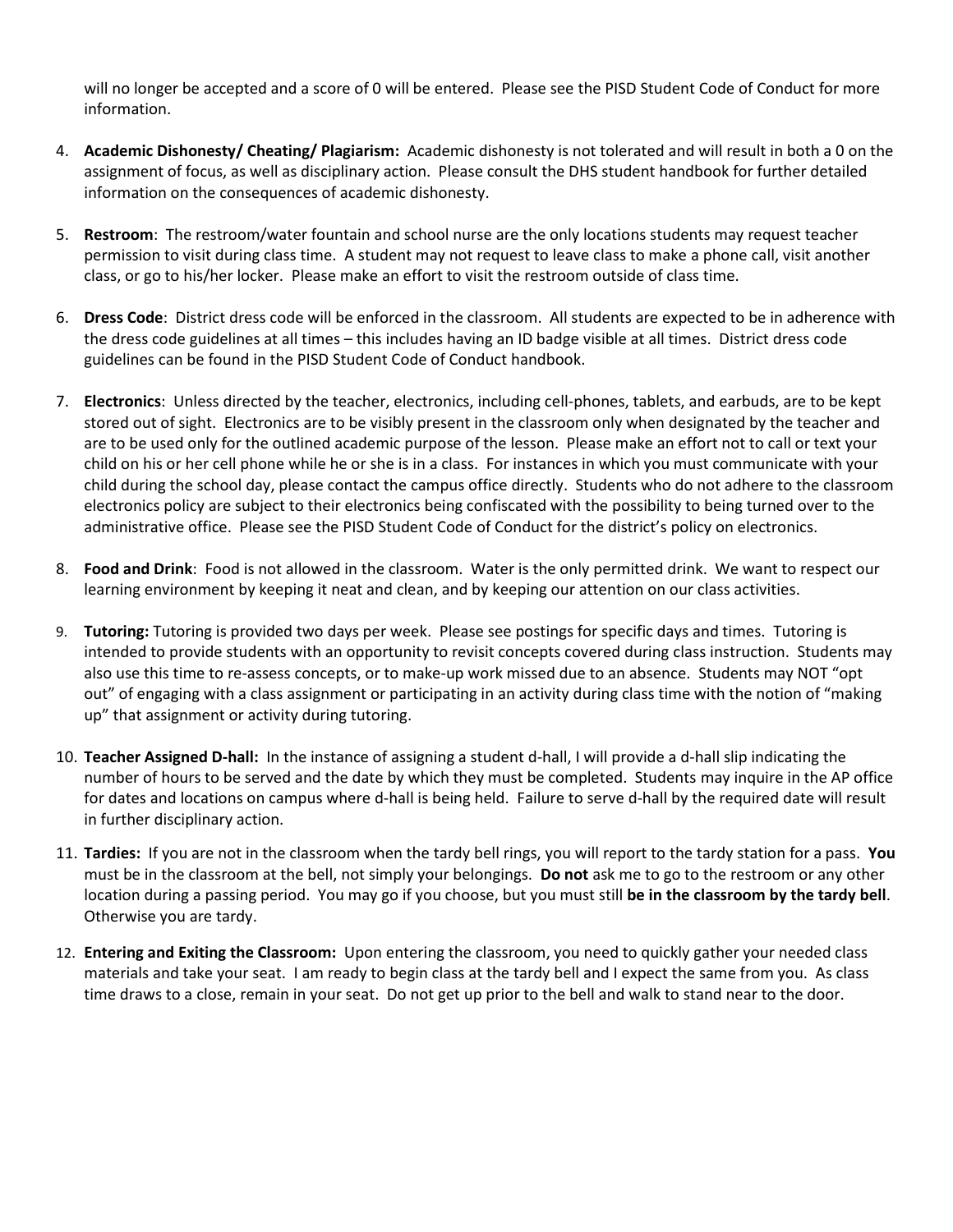will no longer be accepted and a score of 0 will be entered. Please see the PISD Student Code of Conduct for more information.

4. **Academic Dishonesty/ Cheating/ Plagiarism:** Academic dishonesty is not tolerated and will result in both a 0 on the assignment of focus, as well as disciplinary action. Please consult the DHS student handbook for further detailed information on the consequences of academic dishonesty.

5. **Restroom**: The restroom/water fountain and school nurse are the only locations students may request teacher permission to visit during class time. A student may not request to leave class to make a phone call, visit another class, or go to his/her locker. Please make an effort to visit the restroom outside of class time.

6. **Dress Code**: District dress code will be enforced in the classroom. All students are expected to be in adherence with the dress code guidelines at all times – this includes having an ID badge visible at all times. District dress code guidelines can be found in the PISD Student Code of Conduct handbook.

7. **Electronics**: Unless directed by the teacher, electronics, including cell-phones, tablets, and earbuds, are to be kept stored out of sight. Electronics are to be visibly present in the classroom only when designated by the teacher and are to be used only for the outlined academic purpose of the lesson. Please make an effort not to call or text your child on his or her cell phone while he or she is in a class. For instances in which you must communicate with your child during the school day, please contact the campus office directly. Students who do not adhere to the classroom electronics policy are subject to their electronics being confiscated with the possibility to being turned over to the administrative office. Please see the PISD Student Code of Conduct for the district's policy on electronics.

8. **Food and Drink**: Food is not allowed in the classroom. Water is the only permitted drink. We want to respect our learning environment by keeping it neat and clean, and by keeping our attention on our class activities.

9. **Tutoring:** Tutoring is provided two days per week. Please see postings for specific days and times. Tutoring is intended to provide students with an opportunity to revisit concepts covered during class instruction. Students may also use this time to re-assess concepts, or to make-up work missed due to an absence. Students may NOT "opt out" of engaging with a class assignment or participating in an activity during class time with the notion of "making up" that assignment or activity during tutoring.

10. **Teacher Assigned D-hall:** In the instance of assigning a student d-hall, I will provide a d-hall slip indicating the number of hours to be served and the date by which they must be completed. Students may inquire in the AP office for dates and locations on campus where d-hall is being held. Failure to serve d-hall by the required date will result in further disciplinary action.

11. **Tardies:** If you are not in the classroom when the tardy bell rings, you will report to the tardy station for a pass. **You** must be in the classroom at the bell, not simply your belongings. **Do not** ask me to go to the restroom or any other location during a passing period. You may go if you choose, but you must still **be in the classroom by the tardy bell**. Otherwise you are tardy.

12. **Entering and Exiting the Classroom:** Upon entering the classroom, you need to quickly gather your needed class materials and take your seat. I am ready to begin class at the tardy bell and I expect the same from you. As class time draws to a close, remain in your seat. Do not get up prior to the bell and walk to stand near to the door.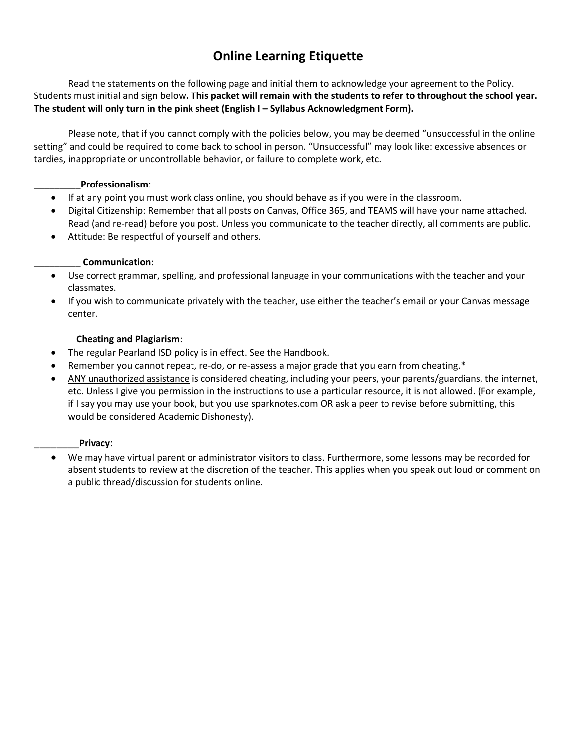# Online Learning Etiquette

Read the statements on the following page and initial them to acknowledge your agreement to the Policy. Students must initial and sign below**. This packet will remain with the students to refer to throughout the school year. The student will only turn in the pink sheet (English I – Syllabus Acknowledgment Form).**

Please note, that if you cannot comply with the policies below, you may be deemed "unsuccessful in the online setting" and could be required to come back to school in person. "Unsuccessful" may look like: excessive absences or tardies, inappropriate or uncontrollable behavior, or failure to complete work, etc.

_________**Professionalism**:

- If at any point you must work class online, you should behave as if you were in the classroom.
- Digital Citizenship: Remember that all posts on Canvas, Office 365, and TEAMS will have your name attached. Read (and re-read) before you post. Unless you communicate to the teacher directly, all comments are public.
- Attitude: Be respectful of yourself and others.

_________ **Communication**:

- Use correct grammar, spelling, and professional language in your communications with the teacher and your classmates.
- If you wish to communicate privately with the teacher, use either the teacher's email or your Canvas message center.

________**Cheating and Plagiarism**:

- The regular Pearland ISD policy is in effect. See the Handbook.
- Remember you cannot repeat, re-do, or re-assess a major grade that you earn from cheating.*
- ANY unauthorized assistance is considered cheating, including your peers, your parents/guardians, the internet, etc. Unless I give you permission in the instructions to use a particular resource, it is not allowed. (For example, if I say you may use your book, but you use sparknotes.com OR ask a peer to revise before submitting, this would be considered Academic Dishonesty).

_________**Privacy**:

- We may have virtual parent or administrator visitors to class. Furthermore, some lessons may be recorded for absent students to review at the discretion of the teacher. This applies when you speak out loud or comment on a public thread/discussion for students online.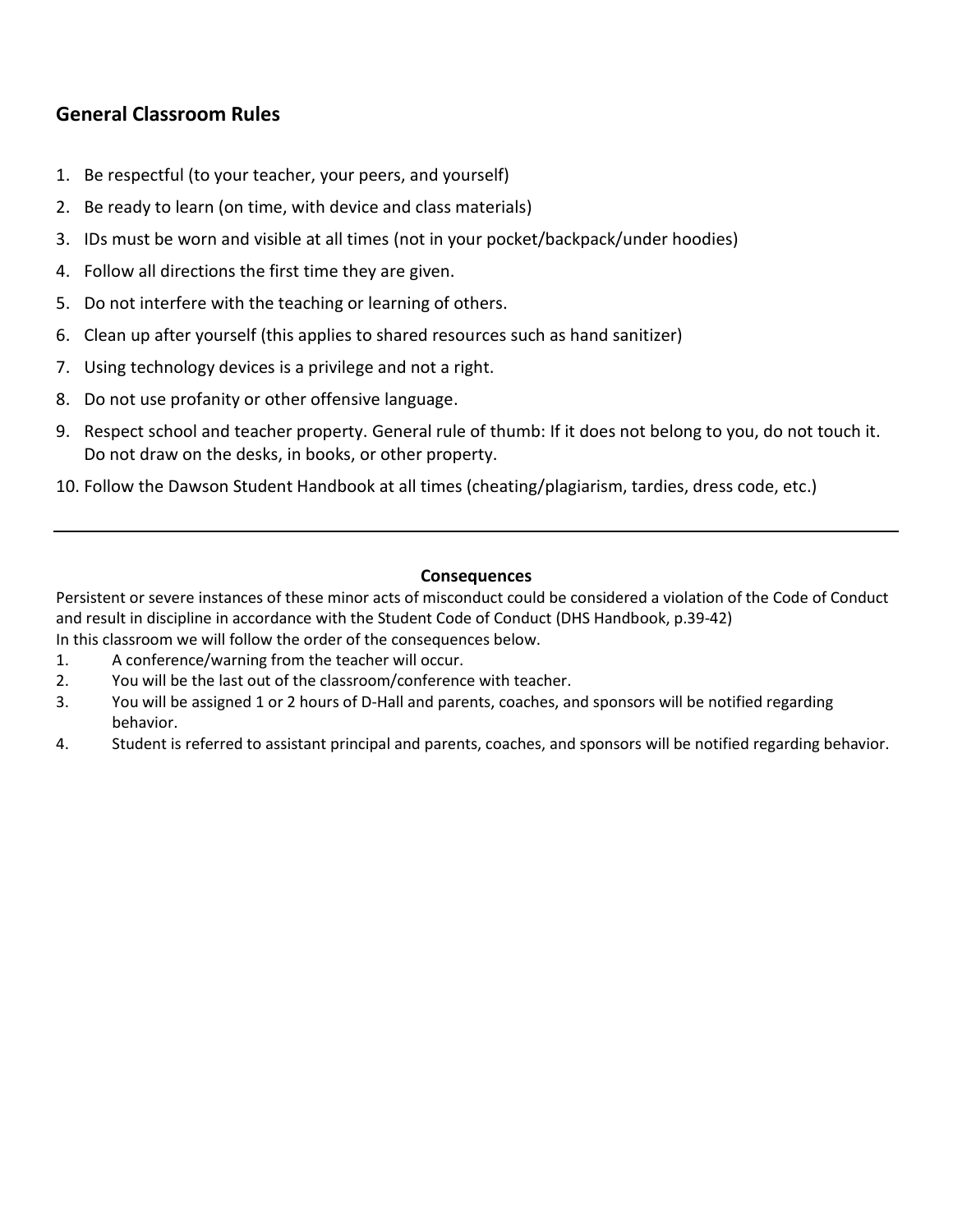## General Classroom Rules

1. Be respectful (to your teacher, your peers, and yourself)
2. Be ready to learn (on time, with device and class materials)
3. IDs must be worn and visible at all times (not in your pocket/backpack/under hoodies)
4. Follow all directions the first time they are given.
5. Do not interfere with the teaching or learning of others.
6. Clean up after yourself (this applies to shared resources such as hand sanitizer)
7. Using technology devices is a privilege and not a right.
8. Do not use profanity or other offensive language.
9. Respect school and teacher property. General rule of thumb: If it does not belong to you, do not touch it. Do not draw on the desks, in books, or other property.
10. Follow the Dawson Student Handbook at all times (cheating/plagiarism, tardies, dress code, etc.)

---

**Consequences**

Persistent or severe instances of these minor acts of misconduct could be considered a violation of the Code of Conduct and result in discipline in accordance with the Student Code of Conduct (DHS Handbook, p.39-42)
In this classroom we will follow the order of the consequences below.

1. A conference/warning from the teacher will occur.
2. You will be the last out of the classroom/conference with teacher.
3. You will be assigned 1 or 2 hours of D-Hall and parents, coaches, and sponsors will be notified regarding behavior.
4. Student is referred to assistant principal and parents, coaches, and sponsors will be notified regarding behavior.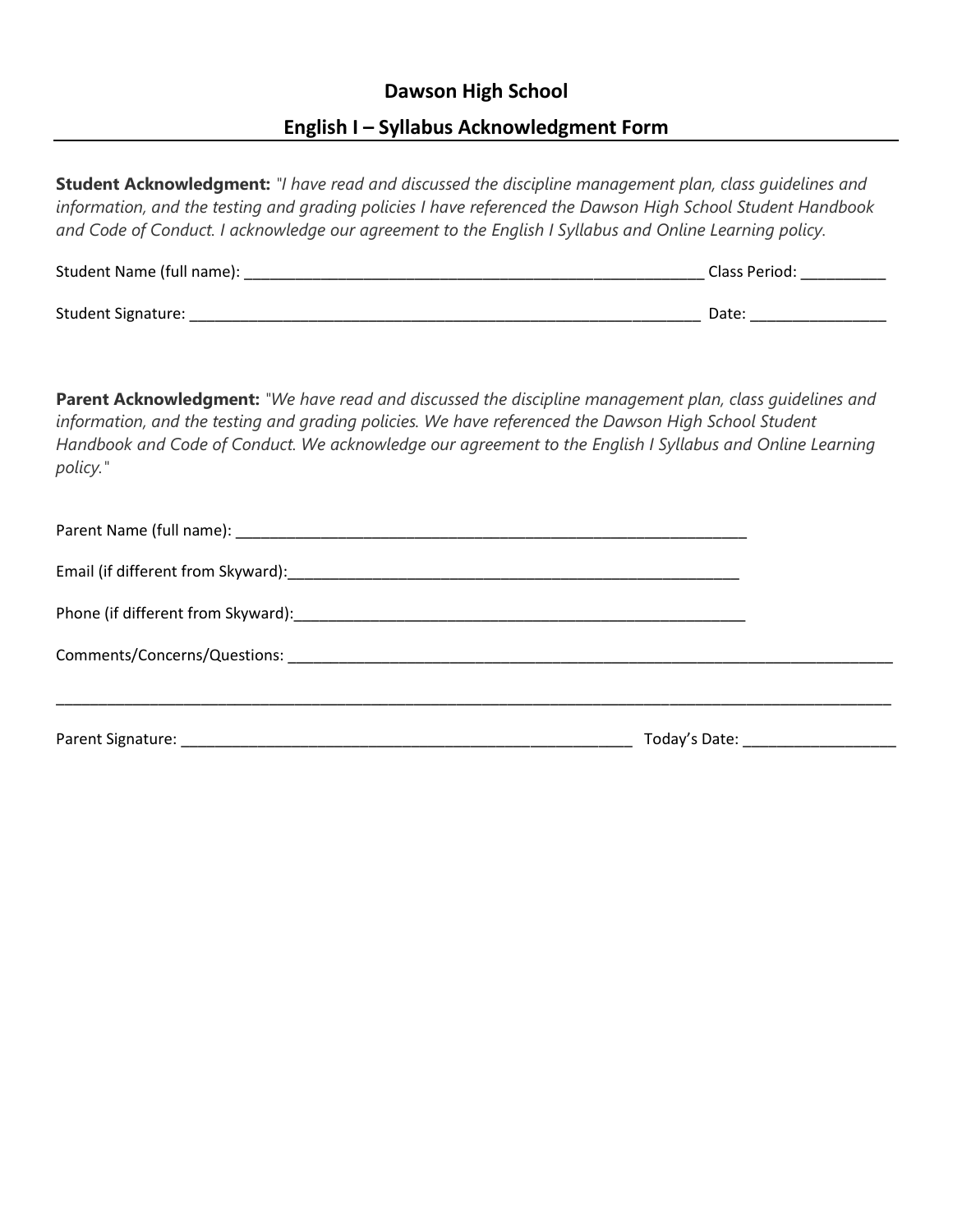## Dawson High School

## English I – Syllabus Acknowledgment Form

**Student Acknowledgment:** *"I have read and discussed the discipline management plan, class guidelines and information, and the testing and grading policies I have referenced the Dawson High School Student Handbook and Code of Conduct. I acknowledge our agreement to the English I Syllabus and Online Learning policy.*

Student Name (full name): _______________________________________________________ Class Period: __________

Student Signature: _____________________________________________________________ Date: ________________

**Parent Acknowledgment:** *"We have read and discussed the discipline management plan, class guidelines and information, and the testing and grading policies. We have referenced the Dawson High School Student Handbook and Code of Conduct. We acknowledge our agreement to the English I Syllabus and Online Learning policy."*

Parent Name (full name): ______________________________________________________________

Email (if different from Skyward):_______________________________________________________

Phone (if different from Skyward):_______________________________________________________

Comments/Concerns/Questions: ___________________________________________________________________________

_____________________________________________________________________________________________________

Parent Signature: _______________________________________________________ Today's Date: __________________